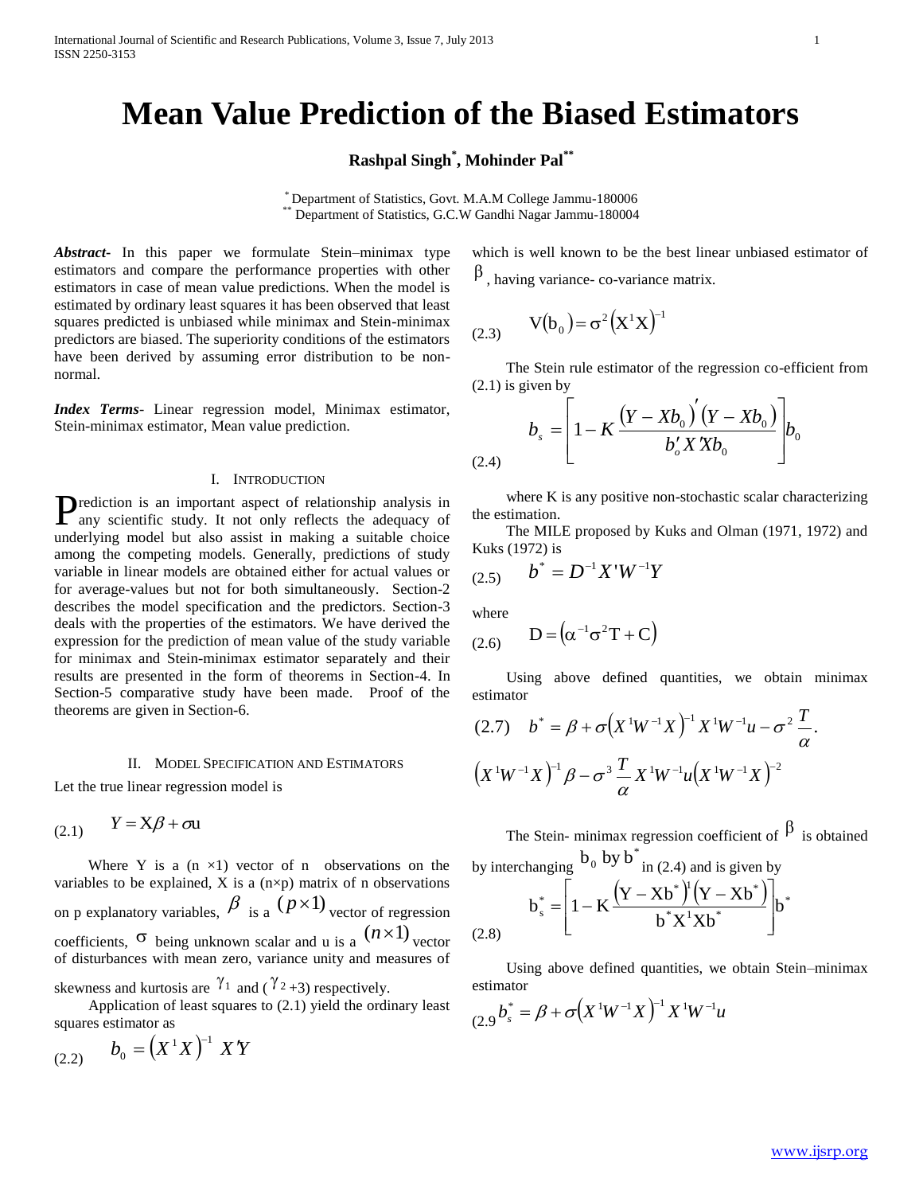# Mean Value Prediction of the Biased Estimators

**Rashpal Singh[*], Mohinder Pal[**]**

[*] Department of Statistics, Govt. M.A.M College Jammu-180006
[**] Department of Statistics, G.C.W Gandhi Nagar Jammu-180004

***Abstract-*** In this paper we formulate Stein–minimax type estimators and compare the performance properties with other estimators in case of mean value predictions. When the model is estimated by ordinary least squares it has been observed that least squares predicted is unbiased while minimax and Stein-minimax predictors are biased. The superiority conditions of the estimators have been derived by assuming error distribution to be non-normal.

***Index Terms-*** Linear regression model, Minimax estimator, Stein-minimax estimator, Mean value prediction.

## I. Introduction

Prediction is an important aspect of relationship analysis in any scientific study. It not only reflects the adequacy of underlying model but also assist in making a suitable choice among the competing models. Generally, predictions of study variable in linear models are obtained either for actual values or for average-values but not for both simultaneously. Section-2 describes the model specification and the predictors. Section-3 deals with the properties of the estimators. We have derived the expression for the prediction of mean value of the study variable for minimax and Stein-minimax estimator separately and their results are presented in the form of theorems in Section-4. In Section-5 comparative study have been made. Proof of the theorems are given in Section-6.

## II. Model Specification and Estimators

Let the true linear regression model is

$$Y = X\beta + \sigma u \tag{2.1}$$

Where Y is a (n ×1) vector of n observations on the variables to be explained, X is a (n×p) matrix of n observations on p explanatory variables, $\beta$ is a $(p\times1)$ vector of regression coefficients, $\sigma$ being unknown scalar and u is a $(n\times1)$ vector of disturbances with mean zero, variance unity and measures of skewness and kurtosis are $\gamma_1$ and ($\gamma_2$ +3) respectively.

Application of least squares to (2.1) yield the ordinary least squares estimator as

$$b_0 = \left(X^1X\right)^{-1} X'Y \tag{2.2}$$

which is well known to be the best linear unbiased estimator of $\beta$, having variance- co-variance matrix.

$$V(b_0) = \sigma^2\left(X^1X\right)^{-1} \tag{2.3}$$

The Stein rule estimator of the regression co-efficient from (2.1) is given by

$$b_s = \left[1 - K\frac{\left(Y - Xb_0\right)'\left(Y - Xb_0\right)}{b_o'X'Xb_0}\right]b_0 \tag{2.4}$$

where K is any positive non-stochastic scalar characterizing the estimation.

The MILE proposed by Kuks and Olman (1971, 1972) and Kuks (1972) is

$$b^* = D^{-1}X'W^{-1}Y \tag{2.5}$$

where

$$D = \left(\alpha^{-1}\sigma^2 T + C\right) \tag{2.6}$$

Using above defined quantities, we obtain minimax estimator

$$b^* = \beta + \sigma\left(X^1W^{-1}X\right)^{-1}X^1W^{-1}u - \sigma^2\frac{T}{\alpha}.\left(X^1W^{-1}X\right)^{-1}\beta - \sigma^3\frac{T}{\alpha}X^1W^{-1}u\left(X^1W^{-1}X\right)^{-2} \tag{2.7}$$

The Stein- minimax regression coefficient of $\beta$ is obtained by interchanging $b_0$ by $b^*$ in (2.4) and is given by

$$b_s^* = \left[1 - K\frac{\left(Y - Xb^*\right)^1\left(Y - Xb^*\right)}{b^*X^1Xb^*}\right]b^* \tag{2.8}$$

Using above defined quantities, we obtain Stein–minimax estimator

$$b_s^* = \beta + \sigma\left(X^1W^{-1}X\right)^{-1}X^1W^{-1}u \tag{2.9}$$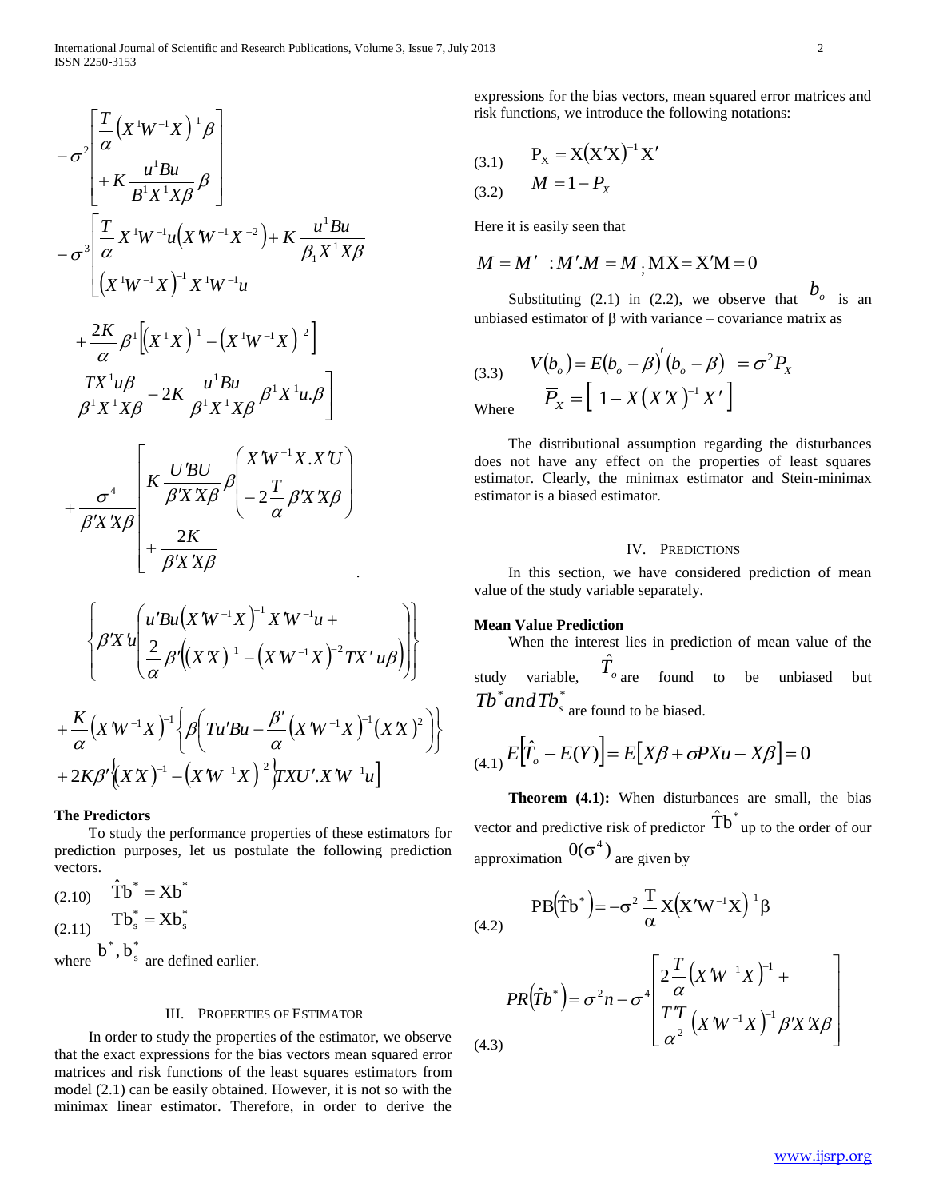$$
-\sigma^2\left[\begin{array}{l}\frac{T}{\alpha}\left(X^1W^{-1}X\right)^{-1}\beta \\ +K\frac{u^1Bu}{B^1X^1X\beta}\beta\end{array}\right]
$$

$$
-\sigma^3\left[\begin{array}{l}\frac{T}{\alpha}X^1W^{-1}u\left(X'W^{-1}X^{-2}\right)+K\frac{u^1Bu}{\beta_1X^1X\beta} \\ \left(X^1W^{-1}X\right)^{-1}X^1W^{-1}u\end{array}\right.
$$

$$
+\frac{2K}{\alpha}\beta^1\left[\left(X^1X\right)^{-1}-\left(X^1W^{-1}X\right)^{-2}\right]
$$

$$
\left.\frac{TX^1u\beta}{\beta^1X^1X\beta}-2K\frac{u^1Bu}{\beta^1X^1X\beta}\beta^1X^1u.\beta\right]
$$

$$
+\frac{\sigma^4}{\beta'X'X\beta}\left[\begin{array}{l}K\frac{U'BU}{\beta'X'X\beta}\beta\left(\begin{array}{l}X'W^{-1}X.X'U \\ -2\frac{T}{\alpha}\beta'X'X\beta\end{array}\right) \\ +\frac{2K}{\beta'X'X\beta}\end{array}\right.
$$

$$
\left\{\beta'X'u\left(\begin{array}{l}u'Bu\left(X'W^{-1}X\right)^{-1}X'W^{-1}u+ \\ \frac{2}{\alpha}\beta'\left(\left(X'X\right)^{-1}-\left(X'W^{-1}X\right)^{-2}TX'u\beta\right)\end{array}\right)\right\}
$$

$$
+\frac{K}{\alpha}\left(X'W^{-1}X\right)^{-1}\left\{\beta\left(Tu'Bu-\frac{\beta'}{\alpha}\left(X'W^{-1}X\right)^{-1}\left(X'X\right)^2\right)\right\}
$$

$$
\left.+2K\beta'\left\{\left(X'X\right)^{-1}-\left(X'W^{-1}X\right)^{-2}\right\}TXU'.X'W^{-1}u\right]
$$

**The Predictors**

To study the performance properties of these estimators for prediction purposes, let us postulate the following prediction vectors.

(2.10) $\hat{T}b^* = Xb^*$

(2.11) $Tb_s^* = Xb_s^*$

where $b^*, b_s^*$ are defined earlier.

## III. Properties of Estimator

In order to study the properties of the estimator, we observe that the exact expressions for the bias vectors mean squared error matrices and risk functions of the least squares estimators from model (2.1) can be easily obtained. However, it is not so with the minimax linear estimator. Therefore, in order to derive the expressions for the bias vectors, mean squared error matrices and risk functions, we introduce the following notations:

(3.1) $P_X = X(X'X)^{-1}X'$

(3.2) $M = 1 - P_X$

Here it is easily seen that

$$
M = M' \; : M'.M = M \; ; \; MX = X'M = 0
$$

Substituting (2.1) in (2.2), we observe that $b_o$ is an unbiased estimator of β with variance – covariance matrix as

(3.3) $V(b_o) = E(b_o - \beta)'(b_o - \beta) = \sigma^2 \overline{P}_X$

Where $\overline{P}_X = \left[\, 1 - X\left(X'X\right)^{-1}X' \,\right]$

The distributional assumption regarding the disturbances does not have any effect on the properties of least squares estimator. Clearly, the minimax estimator and Stein-minimax estimator is a biased estimator.

## IV. Predictions

In this section, we have considered prediction of mean value of the study variable separately.

**Mean Value Prediction**

When the interest lies in prediction of mean value of the study variable, $\hat{T}_o$ are found to be unbiased but $Tb^*$ and $Tb_s^*$ are found to be biased.

(4.1) $E\left[\hat{T}_o - E(Y)\right] = E\left[X\beta + \sigma PXu - X\beta\right] = 0$

**Theorem (4.1):** When disturbances are small, the bias vector and predictive risk of predictor $\hat{T}b^*$ up to the order of our approximation $0(\sigma^4)$ are given by

(4.2)
$$
PB\left(\hat{T}b^*\right) = -\sigma^2\frac{T}{\alpha}X\left(X'W^{-1}X\right)^{-1}\beta
$$

(4.3)
$$
PR\left(\hat{T}b^*\right) = \sigma^2 n - \sigma^4\left[\begin{array}{l}2\frac{T}{\alpha}\left(X'W^{-1}X\right)^{-1}+ \\ \frac{T'T}{\alpha^2}\left(X'W^{-1}X\right)^{-1}\beta'X'X\beta\end{array}\right]
$$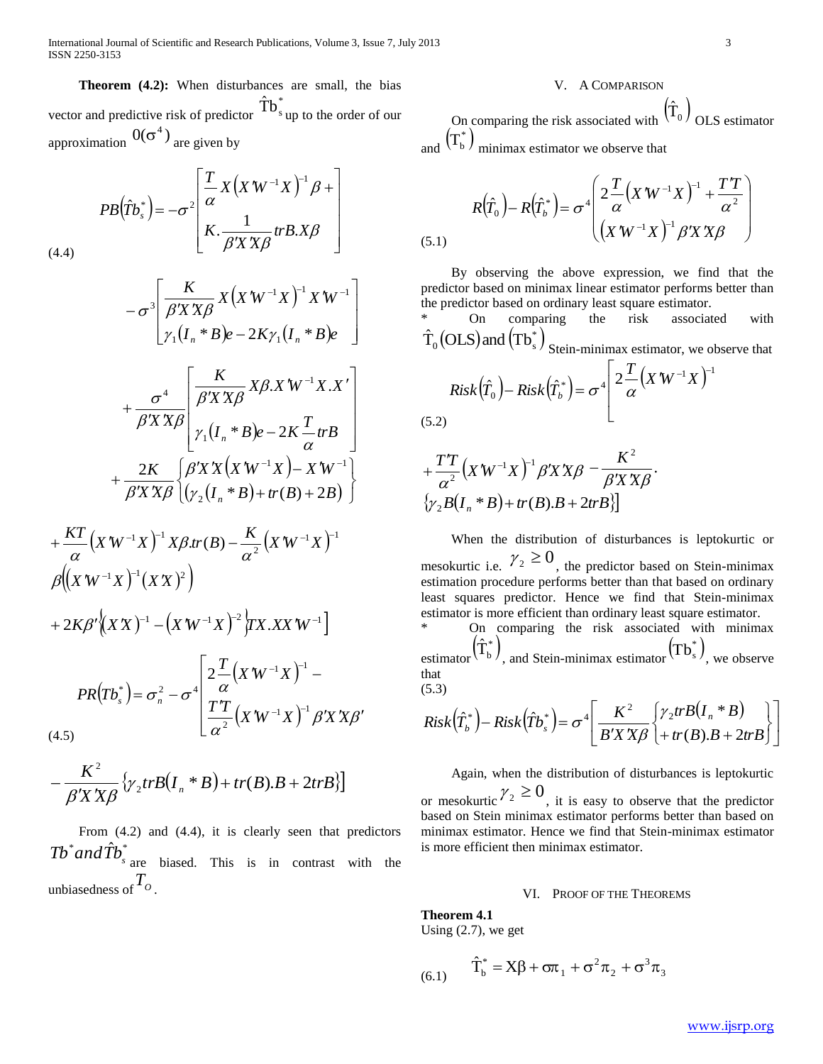**Theorem (4.2):** When disturbances are small, the bias vector and predictive risk of predictor $\hat{\mathrm{T}}\mathrm{b}_s^*$ up to the order of our approximation $0(\sigma^4)$ are given by

$$PB\left(\hat{T}b_s^*\right) = -\sigma^2 \left[ \frac{T}{\alpha} X\left(X'W^{-1}X\right)^{-1}\beta + K.\frac{1}{\beta'X'X\beta} trB.X\beta \right] \tag{4.4}$$

$$-\sigma^3 \left[ \frac{K}{\beta'X'X\beta} X\left(X'W^{-1}X\right)^{-1} X'W^{-1} \gamma_1 (I_n * B)e - 2K\gamma_1 (I_n * B)e \right]$$

$$+\frac{\sigma^4}{\beta'X'X\beta} \left[ \frac{K}{\beta'X'X\beta} X\beta.X'W^{-1}X.X' \gamma_1 (I_n * B)e - 2K\frac{T}{\alpha} trB \right]$$

$$+\frac{2K}{\beta'X'X\beta} \left\{ \begin{matrix} \beta'X'X\left(X'W^{-1}X\right) - X'W^{-1} \\ \left(\gamma_2 (I_n * B) + tr(B) + 2B\right) \end{matrix} \right\}$$

$$+\frac{KT}{\alpha}\left(X'W^{-1}X\right)^{-1} X\beta.tr(B) - \frac{K}{\alpha^2}\left(X'W^{-1}X\right)^{-1} \beta\left(\left(X'W^{-1}X\right)^{-1}\left(X'X\right)^2\right)$$

$$+2K\beta'\left\{\left(X'X\right)^{-1} - \left(X'W^{-1}X\right)^{-2}\right\}TX.XX'W^{-1}\Big]$$

$$PR\left(Tb_s^*\right) = \sigma_n^2 - \sigma^4 \left[ 2\frac{T}{\alpha}\left(X'W^{-1}X\right)^{-1} - \frac{T'T}{\alpha^2}\left(X'W^{-1}X\right)^{-1}\beta'X'X\beta' \right. \tag{4.5}$$

$$\left. -\frac{K^2}{\beta'X'X\beta}\left\{\gamma_2 trB(I_n * B) + tr(B).B + 2trB\right\}\right]$$

From (4.2) and (4.4), it is clearly seen that predictors $Tb^*$ and $\hat{T}b_s^*$ are biased. This is in contrast with the unbiasedness of $T_O$.

## V. A Comparison

On comparing the risk associated with $\left(\hat{\mathrm{T}}_0\right)$ OLS estimator and $\left(\mathrm{T}_\mathrm{b}^*\right)$ minimax estimator we observe that

$$R\left(\hat{T}_0\right) - R\left(\hat{T}_b^*\right) = \sigma^4 \left( 2\frac{T}{\alpha}\left(X'W^{-1}X\right)^{-1} + \frac{T'T}{\alpha^2} \left(X'W^{-1}X\right)^{-1}\beta'X'X\beta \right) \tag{5.1}$$

By observing the above expression, we find that the predictor based on minimax linear estimator performs better than the predictor based on ordinary least square estimator.

\* On comparing the risk associated with $\hat{\mathrm{T}}_0(\mathrm{OLS})$ and $\left(\mathrm{Tb}_s^*\right)$ Stein-minimax estimator, we observe that

$$Risk\left(\hat{T}_0\right) - Risk\left(\hat{T}_b^*\right) = \sigma^4 \left[ 2\frac{T}{\alpha}\left(X'W^{-1}X\right)^{-1} \right. \tag{5.2}$$

$$\left. +\frac{T'T}{\alpha^2}\left(X'W^{-1}X\right)^{-1}\beta'X'X\beta - \frac{K^2}{\beta'X'X\beta}. \left\{\gamma_2 B(I_n * B) + tr(B).B + 2trB\right\}\right]$$

When the distribution of disturbances is leptokurtic or mesokurtic i.e. $\gamma_2 \geq 0$, the predictor based on Stein-minimax estimation procedure performs better than that based on ordinary least squares predictor. Hence we find that Stein-minimax estimator is more efficient than ordinary least square estimator.

\* On comparing the risk associated with minimax estimator $\left(\hat{\mathrm{T}}_\mathrm{b}^*\right)$, and Stein-minimax estimator $\left(\mathrm{Tb}_s^*\right)$, we observe that

(5.3)

$$Risk\left(\hat{T}_b^*\right) - Risk\left(\hat{T}b_s^*\right) = \sigma^4 \left[ \frac{K^2}{B'X'X\beta} \left\{ \begin{matrix} \gamma_2 trB(I_n * B) \\ + tr(B).B + 2trB \end{matrix} \right\} \right]$$

Again, when the distribution of disturbances is leptokurtic or mesokurtic $\gamma_2 \geq 0$, it is easy to observe that the predictor based on Stein minimax estimator performs better than based on minimax estimator. Hence we find that Stein-minimax estimator is more efficient then minimax estimator.

## VI. Proof of the Theorems

**Theorem 4.1**

Using (2.7), we get

$$\hat{\mathrm{T}}_\mathrm{b}^* = \mathrm{X}\beta + \sigma\pi_1 + \sigma^2\pi_2 + \sigma^3\pi_3 \tag{6.1}$$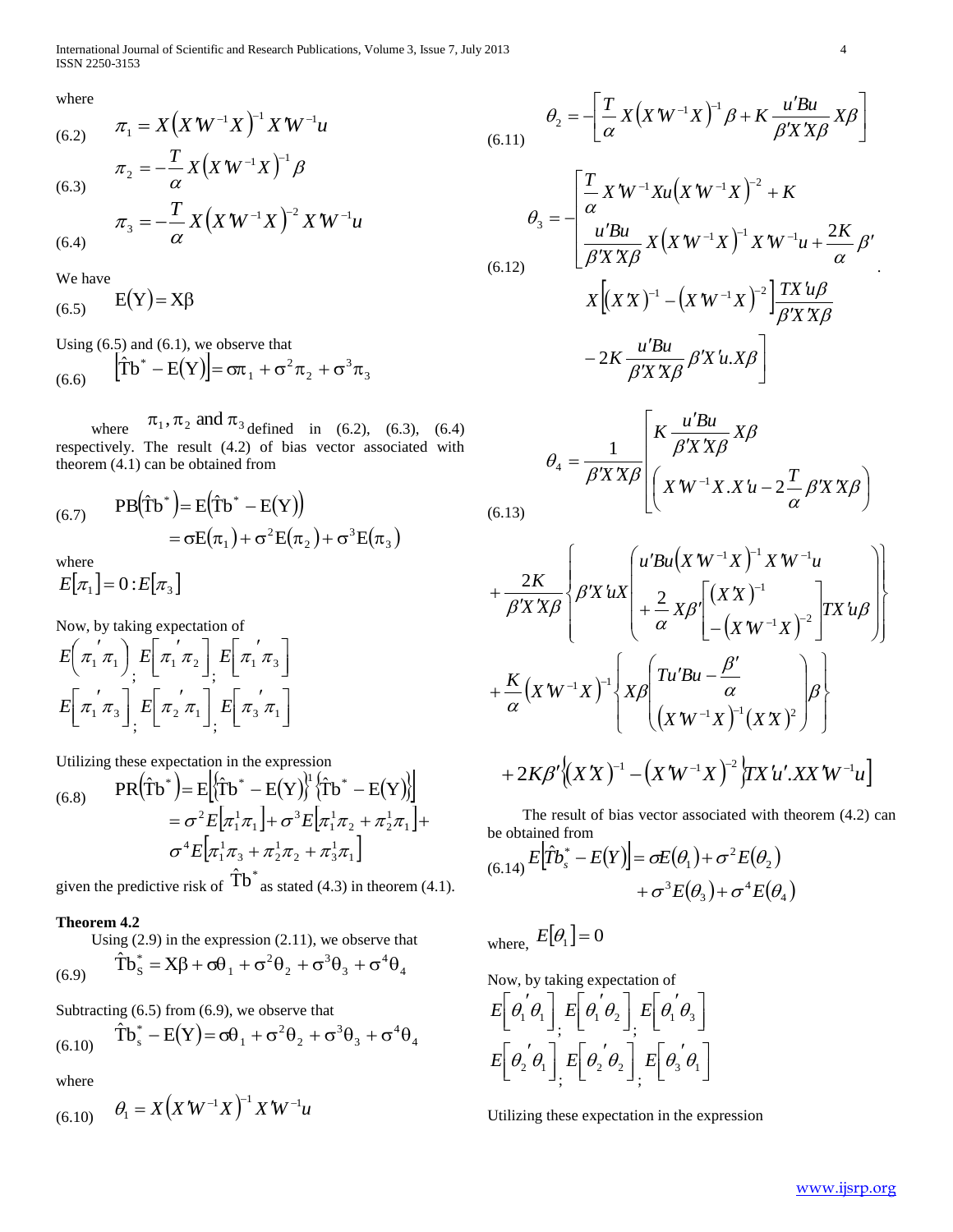where

$$\pi_1 = X\left(X'W^{-1}X\right)^{-1} X'W^{-1}u \tag{6.2}$$

$$\pi_2 = -\frac{T}{\alpha} X\left(X'W^{-1}X\right)^{-1} \beta \tag{6.3}$$

$$\pi_3 = -\frac{T}{\alpha} X\left(X'W^{-1}X\right)^{-2} X'W^{-1}u \tag{6.4}$$

We have

$$\mathrm{E}(\mathrm{Y}) = \mathrm{X}\beta \tag{6.5}$$

Using (6.5) and (6.1), we observe that

$$\left[\hat{\mathrm{T}}\mathrm{b}^{*} - \mathrm{E}(\mathrm{Y})\right] = \sigma\pi_1 + \sigma^2\pi_2 + \sigma^3\pi_3 \tag{6.6}$$

where $\pi_1, \pi_2$ and $\pi_3$ defined in (6.2), (6.3), (6.4) respectively. The result (4.2) of bias vector associated with theorem (4.1) can be obtained from

$$\begin{aligned} \mathrm{PB}\left(\hat{\mathrm{T}}\mathrm{b}^{*}\right) &= \mathrm{E}\left(\hat{\mathrm{T}}\mathrm{b}^{*} - \mathrm{E}(\mathrm{Y})\right) \\ &= \sigma \mathrm{E}(\pi_1) + \sigma^2 \mathrm{E}(\pi_2) + \sigma^3 \mathrm{E}(\pi_3) \end{aligned} \tag{6.7}$$

where

$E[\pi_1] = 0 : E[\pi_3]$

Now, by taking expectation of

$E\left(\pi_1{}'\pi_1\right)$; $E\left[\pi_1{}'\pi_2\right]$; $E\left[\pi_1{}'\pi_3\right]$

$E\left[\pi_1{}'\pi_3\right]$; $E\left[\pi_2{}'\pi_1\right]$; $E\left[\pi_3{}'\pi_1\right]$

Utilizing these expectation in the expression

$$\begin{aligned} \mathrm{PR}\left(\hat{\mathrm{T}}\mathrm{b}^{*}\right) &= \mathrm{E}\left[\left\{\hat{\mathrm{T}}\mathrm{b}^{*} - \mathrm{E}(\mathrm{Y})\right\}^{1}\left\{\hat{\mathrm{T}}\mathrm{b}^{*} - \mathrm{E}(\mathrm{Y})\right\}\right] \\ &= \sigma^2 E\left[\pi_1^1\pi_1\right] + \sigma^3 E\left[\pi_1^1\pi_2 + \pi_2^1\pi_1\right] + \\ &\quad \sigma^4 E\left[\pi_1^1\pi_3 + \pi_2^1\pi_2 + \pi_3^1\pi_1\right] \end{aligned} \tag{6.8}$$

given the predictive risk of $\hat{\mathrm{T}}\mathrm{b}^{*}$ as stated (4.3) in theorem (4.1).

**Theorem 4.2**

Using (2.9) in the expression (2.11), we observe that

$$\hat{\mathrm{T}}\mathrm{b}_{\mathrm{S}}^{*} = \mathrm{X}\beta + \sigma\theta_1 + \sigma^2\theta_2 + \sigma^3\theta_3 + \sigma^4\theta_4 \tag{6.9}$$

Subtracting (6.5) from (6.9), we observe that

$$\hat{\mathrm{T}}\mathrm{b}_{\mathrm{s}}^{*} - \mathrm{E}(\mathrm{Y}) = \sigma\theta_1 + \sigma^2\theta_2 + \sigma^3\theta_3 + \sigma^4\theta_4 \tag{6.10}$$

where

$$\theta_1 = X\left(X'W^{-1}X\right)^{-1} X'W^{-1}u \tag{6.10}$$

$$\theta_2 = -\left[\frac{T}{\alpha} X\left(X'W^{-1}X\right)^{-1}\beta + K\frac{u'Bu}{\beta'X'X\beta} X\beta\right] \tag{6.11}$$

$$\begin{aligned} \theta_3 = -\Bigg[ & \frac{T}{\alpha} X'W^{-1}Xu\left(X'W^{-1}X\right)^{-2} + K \\ & \frac{u'Bu}{\beta'X'X\beta} X\left(X'W^{-1}X\right)^{-1} X'W^{-1}u + \frac{2K}{\alpha}\beta' \\ & X\left[\left(X'X\right)^{-1} - \left(X'W^{-1}X\right)^{-2}\right]\frac{TX'u\beta}{\beta'X'X\beta} \\ & -2K\frac{u'Bu}{\beta'X'X\beta}\beta'X'u.X\beta \Bigg]. \end{aligned} \tag{6.12}$$

$$\begin{aligned} \theta_4 = \frac{1}{\beta'X'X\beta}\Bigg[ & K\frac{u'Bu}{\beta'X'X\beta} X\beta \left(X'W^{-1}X.X'u - 2\frac{T}{\alpha}\beta'X'X\beta\right) \\ & + \frac{2K}{\beta'X'X\beta}\left\{\beta'X'uX\left(\begin{gathered} u'Bu\left(X'W^{-1}X\right)^{-1}X'W^{-1}u \\ + \frac{2}{\alpha}X\beta'\left[\begin{gathered}\left(X'X\right)^{-1} \\ -\left(X'W^{-1}X\right)^{-2}\end{gathered}\right]TX'u\beta \end{gathered}\right)\right\} \\ & + \frac{K}{\alpha}\left(X'W^{-1}X\right)^{-1}\left\{X\beta\left(\begin{gathered} Tu'Bu - \frac{\beta'}{\alpha} \\ \left(X'W^{-1}X\right)^{-1}\left(X'X\right)^2 \end{gathered}\right)\beta\right\} \\ & + 2K\beta'\left\{\left(X'X\right)^{-1} - \left(X'W^{-1}X\right)^{-2}\right\}TX'u'.XX'W^{-1}u \Bigg] \end{aligned} \tag{6.13}$$

The result of bias vector associated with theorem (4.2) can be obtained from

$$\begin{aligned} E\left[\hat{T}b_s^{*} - E(Y)\right] &= \sigma E(\theta_1) + \sigma^2 E(\theta_2) \\ &\quad + \sigma^3 E(\theta_3) + \sigma^4 E(\theta_4) \end{aligned} \tag{6.14}$$

where, $E[\theta_1] = 0$

Now, by taking expectation of

$E\left[\theta_1{}'\theta_1\right]$; $E\left[\theta_1{}'\theta_2\right]$; $E\left[\theta_1{}'\theta_3\right]$

$E\left[\theta_2{}'\theta_1\right]$; $E\left[\theta_2{}'\theta_2\right]$; $E\left[\theta_3{}'\theta_1\right]$

Utilizing these expectation in the expression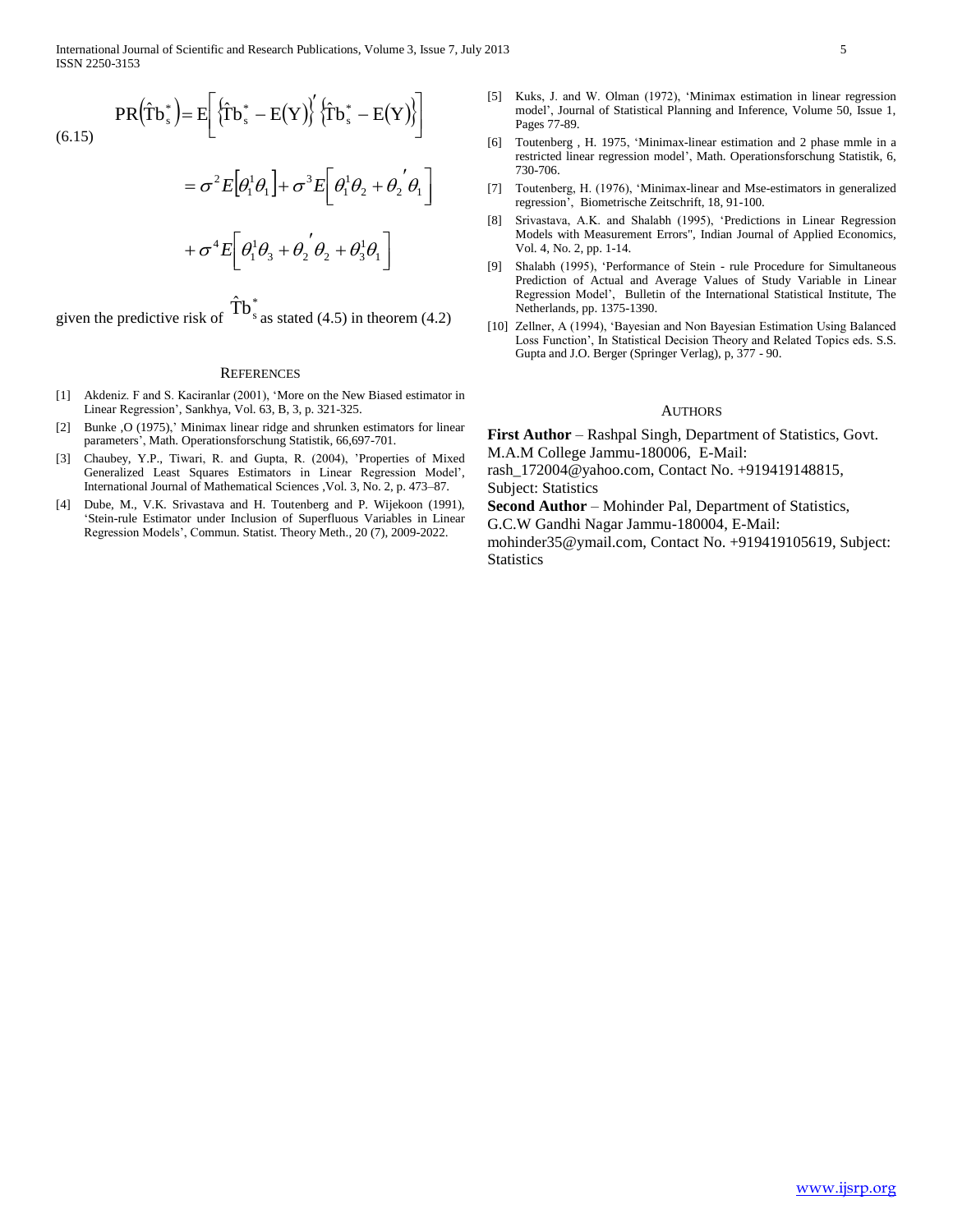$$\mathrm{PR}\left(\hat{\mathrm{T}}\mathrm{b}_s^*\right) = \mathrm{E}\left[\left\{\hat{\mathrm{T}}\mathrm{b}_s^* - \mathrm{E}(\mathrm{Y})\right\}' \left\{\hat{\mathrm{T}}\mathrm{b}_s^* - \mathrm{E}(\mathrm{Y})\right\}\right] \tag{6.15}$$

$$= \sigma^2 E\left[\theta_1^1 \theta_1\right] + \sigma^3 E\left[\theta_1^1 \theta_2 + \theta_2{}' \theta_1\right]$$

$$+ \sigma^4 E\left[\theta_1^1 \theta_3 + \theta_2{}' \theta_2 + \theta_3^1 \theta_1\right]$$

given the predictive risk of $\hat{\mathrm{T}}\mathrm{b}_s^*$ as stated (4.5) in theorem (4.2)

## References

[1] Akdeniz. F and S. Kaciranlar (2001), 'More on the New Biased estimator in Linear Regression', Sankhya, Vol. 63, B, 3, p. 321-325.

[2] Bunke ,O (1975),' Minimax linear ridge and shrunken estimators for linear parameters', Math. Operationsforschung Statistik, 66,697-701.

[3] Chaubey, Y.P., Tiwari, R. and Gupta, R. (2004), 'Properties of Mixed Generalized Least Squares Estimators in Linear Regression Model', International Journal of Mathematical Sciences ,Vol. 3, No. 2, p. 473–87.

[4] Dube, M., V.K. Srivastava and H. Toutenberg and P. Wijekoon (1991), 'Stein-rule Estimator under Inclusion of Superfluous Variables in Linear Regression Models', Commun. Statist. Theory Meth., 20 (7), 2009-2022.

[5] Kuks, J. and W. Olman (1972), 'Minimax estimation in linear regression model', Journal of Statistical Planning and Inference, Volume 50, Issue 1, Pages 77-89.

[6] Toutenberg , H. 1975, 'Minimax-linear estimation and 2 phase mmle in a restricted linear regression model', Math. Operationsforschung Statistik, 6, 730-706.

[7] Toutenberg, H. (1976), 'Minimax-linear and Mse-estimators in generalized regression', Biometrische Zeitschrift, 18, 91-100.

[8] Srivastava, A.K. and Shalabh (1995), 'Predictions in Linear Regression Models with Measurement Errors", Indian Journal of Applied Economics, Vol. 4, No. 2, pp. 1-14.

[9] Shalabh (1995), 'Performance of Stein - rule Procedure for Simultaneous Prediction of Actual and Average Values of Study Variable in Linear Regression Model', Bulletin of the International Statistical Institute, The Netherlands, pp. 1375-1390.

[10] Zellner, A (1994), 'Bayesian and Non Bayesian Estimation Using Balanced Loss Function', In Statistical Decision Theory and Related Topics eds. S.S. Gupta and J.O. Berger (Springer Verlag), p, 377 - 90.

## Authors

**First Author** – Rashpal Singh, Department of Statistics, Govt. M.A.M College Jammu-180006, E-Mail: rash_172004@yahoo.com, Contact No. +919419148815, Subject: Statistics

**Second Author** – Mohinder Pal, Department of Statistics, G.C.W Gandhi Nagar Jammu-180004, E-Mail: mohinder35@ymail.com, Contact No. +919419105619, Subject: Statistics